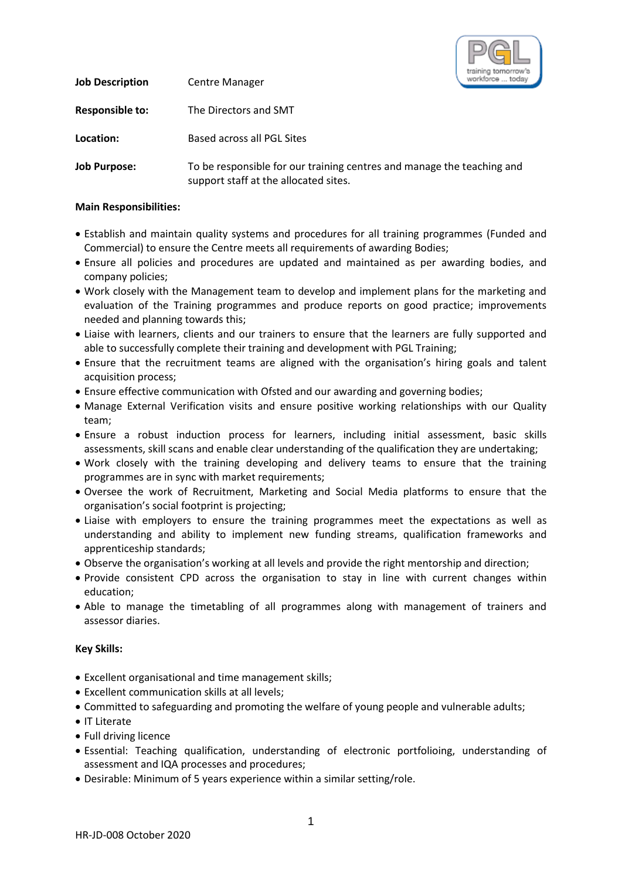| | |
|---|---|
| **Job Description** | Centre Manager |
| **Responsible to:** | The Directors and SMT |
| **Location:** | Based across all PGL Sites |
| **Job Purpose:** | To be responsible for our training centres and manage the teaching and support staff at the allocated sites. |

**Main Responsibilities:**

- Establish and maintain quality systems and procedures for all training programmes (Funded and Commercial) to ensure the Centre meets all requirements of awarding Bodies;
- Ensure all policies and procedures are updated and maintained as per awarding bodies, and company policies;
- Work closely with the Management team to develop and implement plans for the marketing and evaluation of the Training programmes and produce reports on good practice; improvements needed and planning towards this;
- Liaise with learners, clients and our trainers to ensure that the learners are fully supported and able to successfully complete their training and development with PGL Training;
- Ensure that the recruitment teams are aligned with the organisation's hiring goals and talent acquisition process;
- Ensure effective communication with Ofsted and our awarding and governing bodies;
- Manage External Verification visits and ensure positive working relationships with our Quality team;
- Ensure a robust induction process for learners, including initial assessment, basic skills assessments, skill scans and enable clear understanding of the qualification they are undertaking;
- Work closely with the training developing and delivery teams to ensure that the training programmes are in sync with market requirements;
- Oversee the work of Recruitment, Marketing and Social Media platforms to ensure that the organisation's social footprint is projecting;
- Liaise with employers to ensure the training programmes meet the expectations as well as understanding and ability to implement new funding streams, qualification frameworks and apprenticeship standards;
- Observe the organisation's working at all levels and provide the right mentorship and direction;
- Provide consistent CPD across the organisation to stay in line with current changes within education;
- Able to manage the timetabling of all programmes along with management of trainers and assessor diaries.

**Key Skills:**

- Excellent organisational and time management skills;
- Excellent communication skills at all levels;
- Committed to safeguarding and promoting the welfare of young people and vulnerable adults;
- IT Literate
- Full driving licence
- Essential: Teaching qualification, understanding of electronic portfolioing, understanding of assessment and IQA processes and procedures;
- Desirable: Minimum of 5 years experience within a similar setting/role.

HR-JD-008 October 2020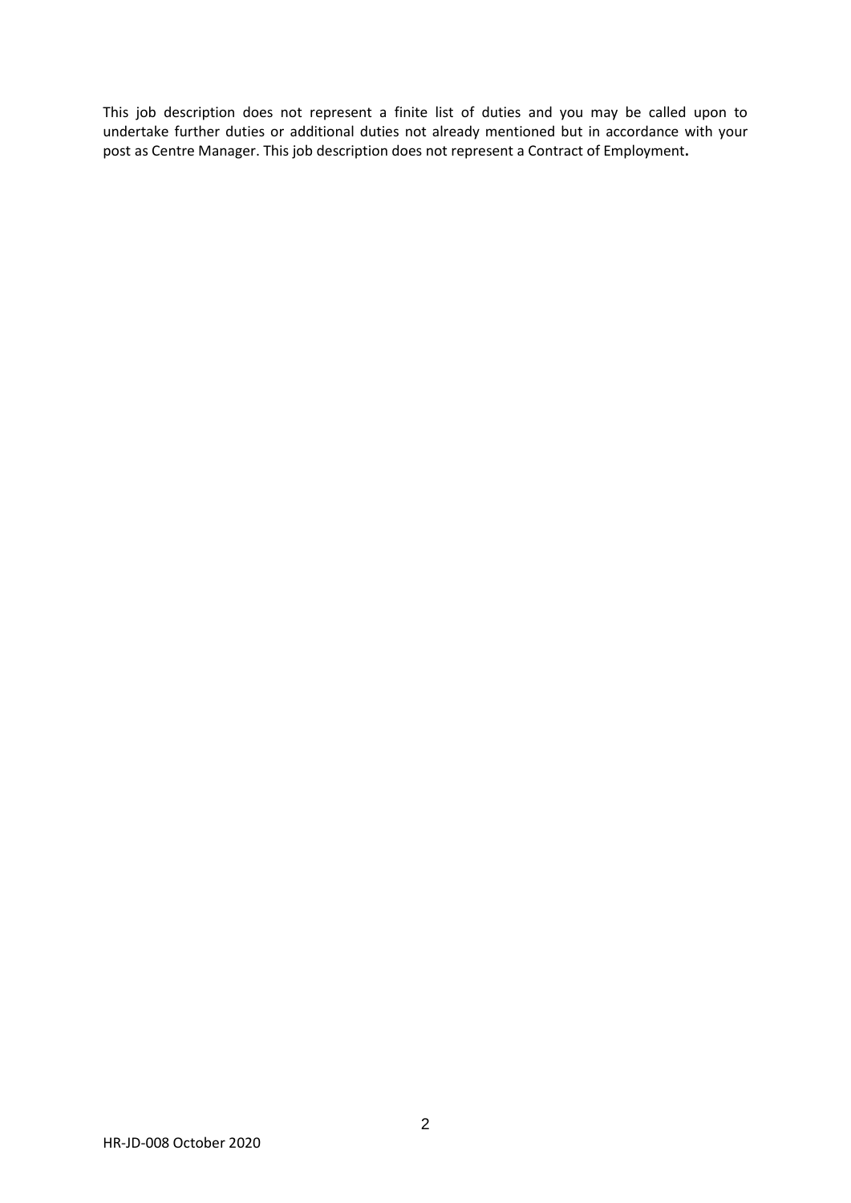This job description does not represent a finite list of duties and you may be called upon to undertake further duties or additional duties not already mentioned but in accordance with your post as Centre Manager. This job description does not represent a Contract of Employment**.**